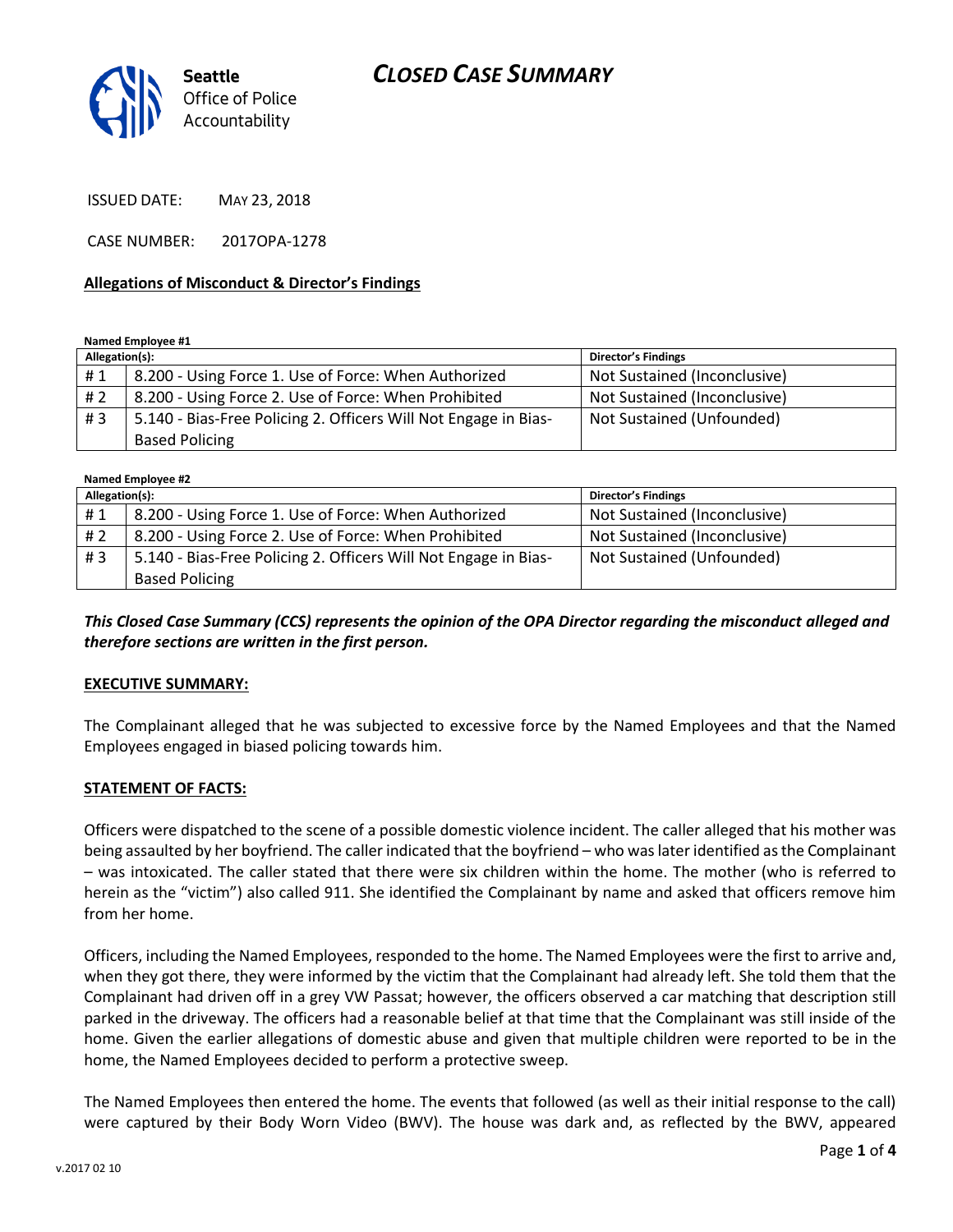# CLOSED CASE SUMMARY

Seattle Office of Police Accountability

ISSUED DATE: MAY 23, 2018

CASE NUMBER: 2017OPA-1278

**Allegations of Misconduct & Director's Findings**

**Named Employee #1**

| Allegation(s): | | Director's Findings |
|---|---|---|
| # 1 | 8.200 - Using Force 1. Use of Force: When Authorized | Not Sustained (Inconclusive) |
| # 2 | 8.200 - Using Force 2. Use of Force: When Prohibited | Not Sustained (Inconclusive) |
| # 3 | 5.140 - Bias-Free Policing 2. Officers Will Not Engage in Bias-Based Policing | Not Sustained (Unfounded) |

**Named Employee #2**

| Allegation(s): | | Director's Findings |
|---|---|---|
| # 1 | 8.200 - Using Force 1. Use of Force: When Authorized | Not Sustained (Inconclusive) |
| # 2 | 8.200 - Using Force 2. Use of Force: When Prohibited | Not Sustained (Inconclusive) |
| # 3 | 5.140 - Bias-Free Policing 2. Officers Will Not Engage in Bias-Based Policing | Not Sustained (Unfounded) |

***This Closed Case Summary (CCS) represents the opinion of the OPA Director regarding the misconduct alleged and therefore sections are written in the first person.***

**EXECUTIVE SUMMARY:**

The Complainant alleged that he was subjected to excessive force by the Named Employees and that the Named Employees engaged in biased policing towards him.

**STATEMENT OF FACTS:**

Officers were dispatched to the scene of a possible domestic violence incident. The caller alleged that his mother was being assaulted by her boyfriend. The caller indicated that the boyfriend – who was later identified as the Complainant – was intoxicated. The caller stated that there were six children within the home. The mother (who is referred to herein as the "victim") also called 911. She identified the Complainant by name and asked that officers remove him from her home.

Officers, including the Named Employees, responded to the home. The Named Employees were the first to arrive and, when they got there, they were informed by the victim that the Complainant had already left. She told them that the Complainant had driven off in a grey VW Passat; however, the officers observed a car matching that description still parked in the driveway. The officers had a reasonable belief at that time that the Complainant was still inside of the home. Given the earlier allegations of domestic abuse and given that multiple children were reported to be in the home, the Named Employees decided to perform a protective sweep.

The Named Employees then entered the home. The events that followed (as well as their initial response to the call) were captured by their Body Worn Video (BWV). The house was dark and, as reflected by the BWV, appeared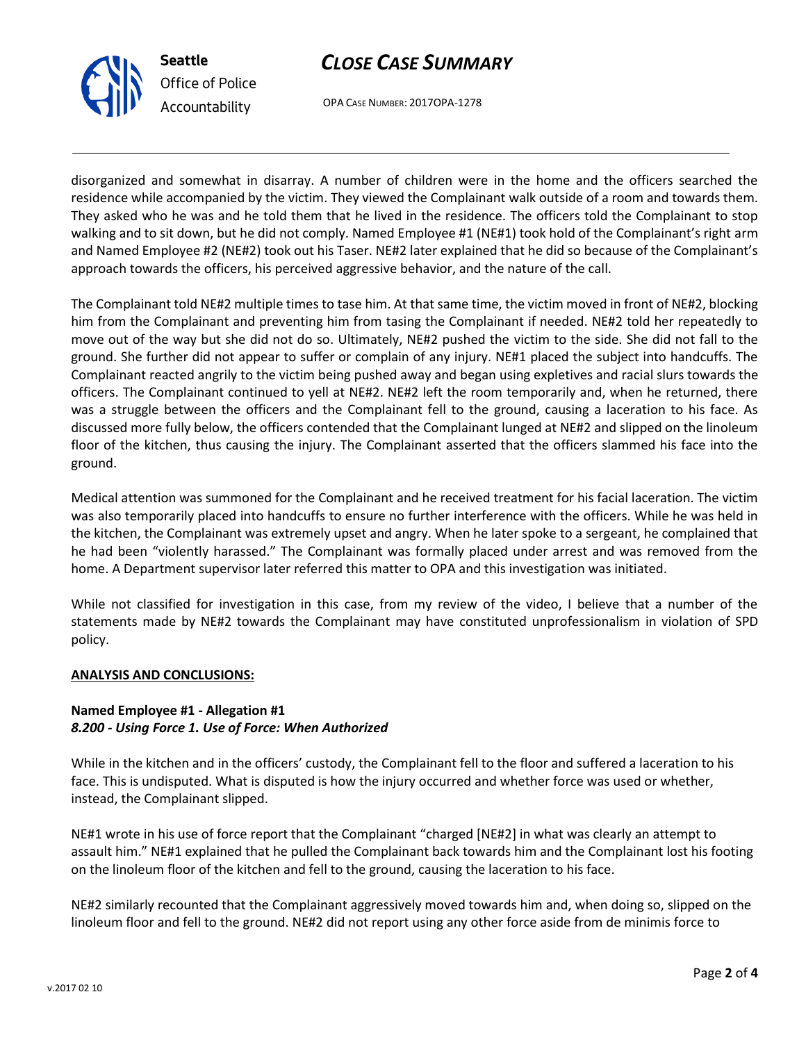disorganized and somewhat in disarray. A number of children were in the home and the officers searched the residence while accompanied by the victim. They viewed the Complainant walk outside of a room and towards them. They asked who he was and he told them that he lived in the residence. The officers told the Complainant to stop walking and to sit down, but he did not comply. Named Employee #1 (NE#1) took hold of the Complainant's right arm and Named Employee #2 (NE#2) took out his Taser. NE#2 later explained that he did so because of the Complainant's approach towards the officers, his perceived aggressive behavior, and the nature of the call.

The Complainant told NE#2 multiple times to tase him. At that same time, the victim moved in front of NE#2, blocking him from the Complainant and preventing him from tasing the Complainant if needed. NE#2 told her repeatedly to move out of the way but she did not do so. Ultimately, NE#2 pushed the victim to the side. She did not fall to the ground. She further did not appear to suffer or complain of any injury. NE#1 placed the subject into handcuffs. The Complainant reacted angrily to the victim being pushed away and began using expletives and racial slurs towards the officers. The Complainant continued to yell at NE#2. NE#2 left the room temporarily and, when he returned, there was a struggle between the officers and the Complainant fell to the ground, causing a laceration to his face. As discussed more fully below, the officers contended that the Complainant lunged at NE#2 and slipped on the linoleum floor of the kitchen, thus causing the injury. The Complainant asserted that the officers slammed his face into the ground.

Medical attention was summoned for the Complainant and he received treatment for his facial laceration. The victim was also temporarily placed into handcuffs to ensure no further interference with the officers. While he was held in the kitchen, the Complainant was extremely upset and angry. When he later spoke to a sergeant, he complained that he had been "violently harassed." The Complainant was formally placed under arrest and was removed from the home. A Department supervisor later referred this matter to OPA and this investigation was initiated.

While not classified for investigation in this case, from my review of the video, I believe that a number of the statements made by NE#2 towards the Complainant may have constituted unprofessionalism in violation of SPD policy.

**ANALYSIS AND CONCLUSIONS:**

**Named Employee #1 - Allegation #1**
***8.200 - Using Force 1. Use of Force: When Authorized***

While in the kitchen and in the officers' custody, the Complainant fell to the floor and suffered a laceration to his face. This is undisputed. What is disputed is how the injury occurred and whether force was used or whether, instead, the Complainant slipped.

NE#1 wrote in his use of force report that the Complainant "charged [NE#2] in what was clearly an attempt to assault him." NE#1 explained that he pulled the Complainant back towards him and the Complainant lost his footing on the linoleum floor of the kitchen and fell to the ground, causing the laceration to his face.

NE#2 similarly recounted that the Complainant aggressively moved towards him and, when doing so, slipped on the linoleum floor and fell to the ground. NE#2 did not report using any other force aside from de minimis force to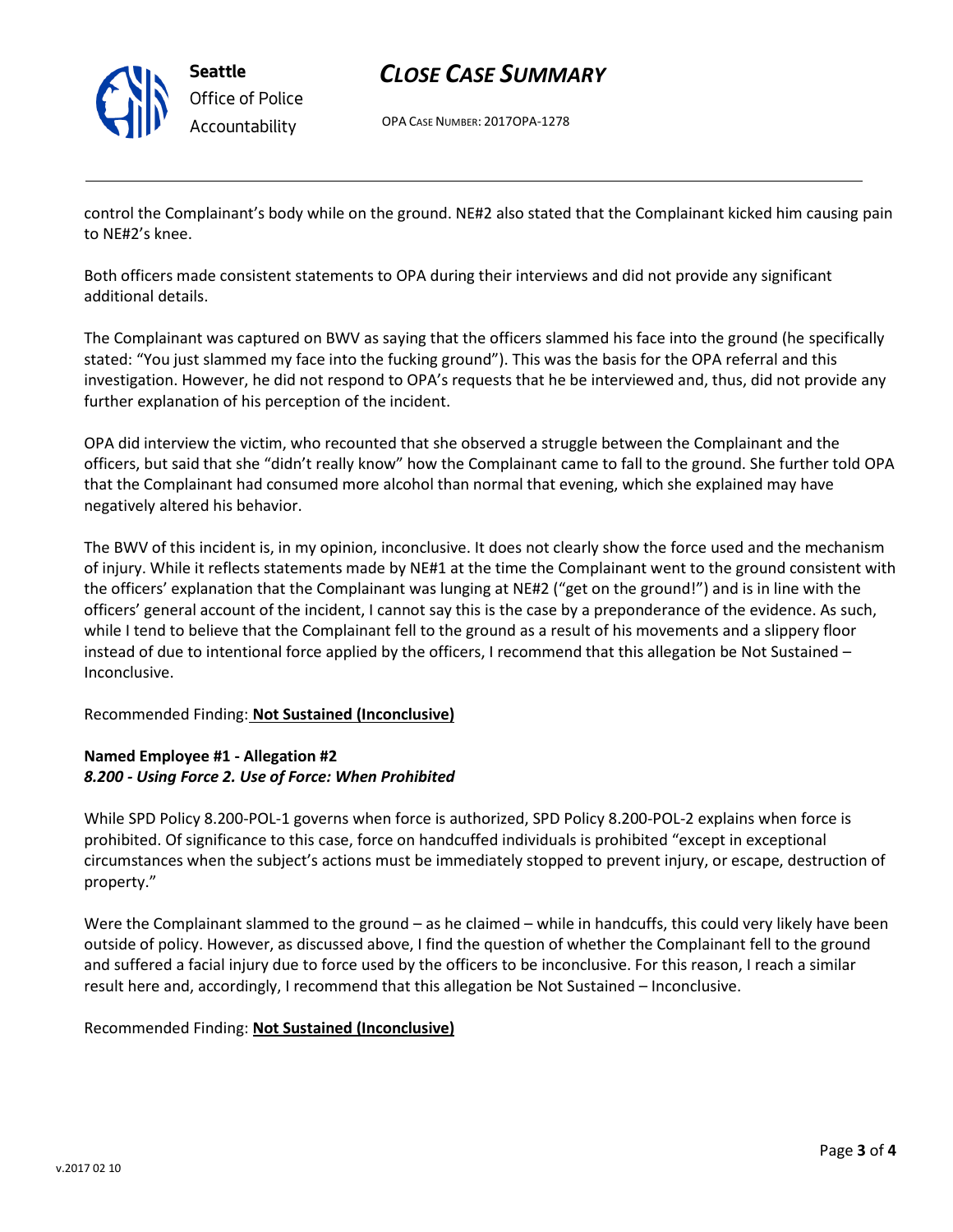control the Complainant's body while on the ground. NE#2 also stated that the Complainant kicked him causing pain to NE#2's knee.

Both officers made consistent statements to OPA during their interviews and did not provide any significant additional details.

The Complainant was captured on BWV as saying that the officers slammed his face into the ground (he specifically stated: "You just slammed my face into the fucking ground"). This was the basis for the OPA referral and this investigation. However, he did not respond to OPA's requests that he be interviewed and, thus, did not provide any further explanation of his perception of the incident.

OPA did interview the victim, who recounted that she observed a struggle between the Complainant and the officers, but said that she "didn't really know" how the Complainant came to fall to the ground. She further told OPA that the Complainant had consumed more alcohol than normal that evening, which she explained may have negatively altered his behavior.

The BWV of this incident is, in my opinion, inconclusive. It does not clearly show the force used and the mechanism of injury. While it reflects statements made by NE#1 at the time the Complainant went to the ground consistent with the officers' explanation that the Complainant was lunging at NE#2 ("get on the ground!") and is in line with the officers' general account of the incident, I cannot say this is the case by a preponderance of the evidence. As such, while I tend to believe that the Complainant fell to the ground as a result of his movements and a slippery floor instead of due to intentional force applied by the officers, I recommend that this allegation be Not Sustained – Inconclusive.

Recommended Finding: **Not Sustained (Inconclusive)**

**Named Employee #1 - Allegation #2**
***8.200 - Using Force 2. Use of Force: When Prohibited***

While SPD Policy 8.200-POL-1 governs when force is authorized, SPD Policy 8.200-POL-2 explains when force is prohibited. Of significance to this case, force on handcuffed individuals is prohibited "except in exceptional circumstances when the subject's actions must be immediately stopped to prevent injury, or escape, destruction of property."

Were the Complainant slammed to the ground – as he claimed – while in handcuffs, this could very likely have been outside of policy. However, as discussed above, I find the question of whether the Complainant fell to the ground and suffered a facial injury due to force used by the officers to be inconclusive. For this reason, I reach a similar result here and, accordingly, I recommend that this allegation be Not Sustained – Inconclusive.

Recommended Finding: **Not Sustained (Inconclusive)**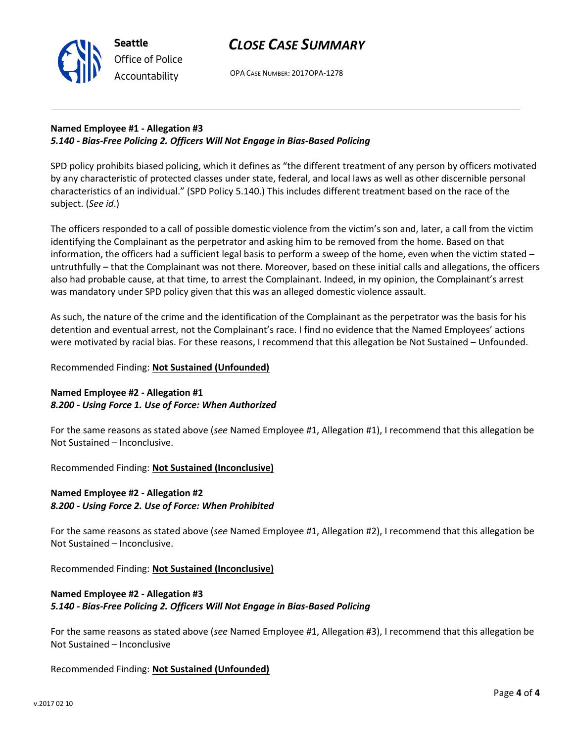**Named Employee #1 - Allegation #3**
*5.140 - Bias-Free Policing 2. Officers Will Not Engage in Bias-Based Policing*

SPD policy prohibits biased policing, which it defines as "the different treatment of any person by officers motivated by any characteristic of protected classes under state, federal, and local laws as well as other discernible personal characteristics of an individual." (SPD Policy 5.140.) This includes different treatment based on the race of the subject. (*See id*.)

The officers responded to a call of possible domestic violence from the victim's son and, later, a call from the victim identifying the Complainant as the perpetrator and asking him to be removed from the home. Based on that information, the officers had a sufficient legal basis to perform a sweep of the home, even when the victim stated – untruthfully – that the Complainant was not there. Moreover, based on these initial calls and allegations, the officers also had probable cause, at that time, to arrest the Complainant. Indeed, in my opinion, the Complainant's arrest was mandatory under SPD policy given that this was an alleged domestic violence assault.

As such, the nature of the crime and the identification of the Complainant as the perpetrator was the basis for his detention and eventual arrest, not the Complainant's race. I find no evidence that the Named Employees' actions were motivated by racial bias. For these reasons, I recommend that this allegation be Not Sustained – Unfounded.

Recommended Finding: **Not Sustained (Unfounded)**

**Named Employee #2 - Allegation #1**
*8.200 - Using Force 1. Use of Force: When Authorized*

For the same reasons as stated above (*see* Named Employee #1, Allegation #1), I recommend that this allegation be Not Sustained – Inconclusive.

Recommended Finding: **Not Sustained (Inconclusive)**

**Named Employee #2 - Allegation #2**
*8.200 - Using Force 2. Use of Force: When Prohibited*

For the same reasons as stated above (*see* Named Employee #1, Allegation #2), I recommend that this allegation be Not Sustained – Inconclusive.

Recommended Finding: **Not Sustained (Inconclusive)**

**Named Employee #2 - Allegation #3**
*5.140 - Bias-Free Policing 2. Officers Will Not Engage in Bias-Based Policing*

For the same reasons as stated above (*see* Named Employee #1, Allegation #3), I recommend that this allegation be Not Sustained – Inconclusive

Recommended Finding: **Not Sustained (Unfounded)**